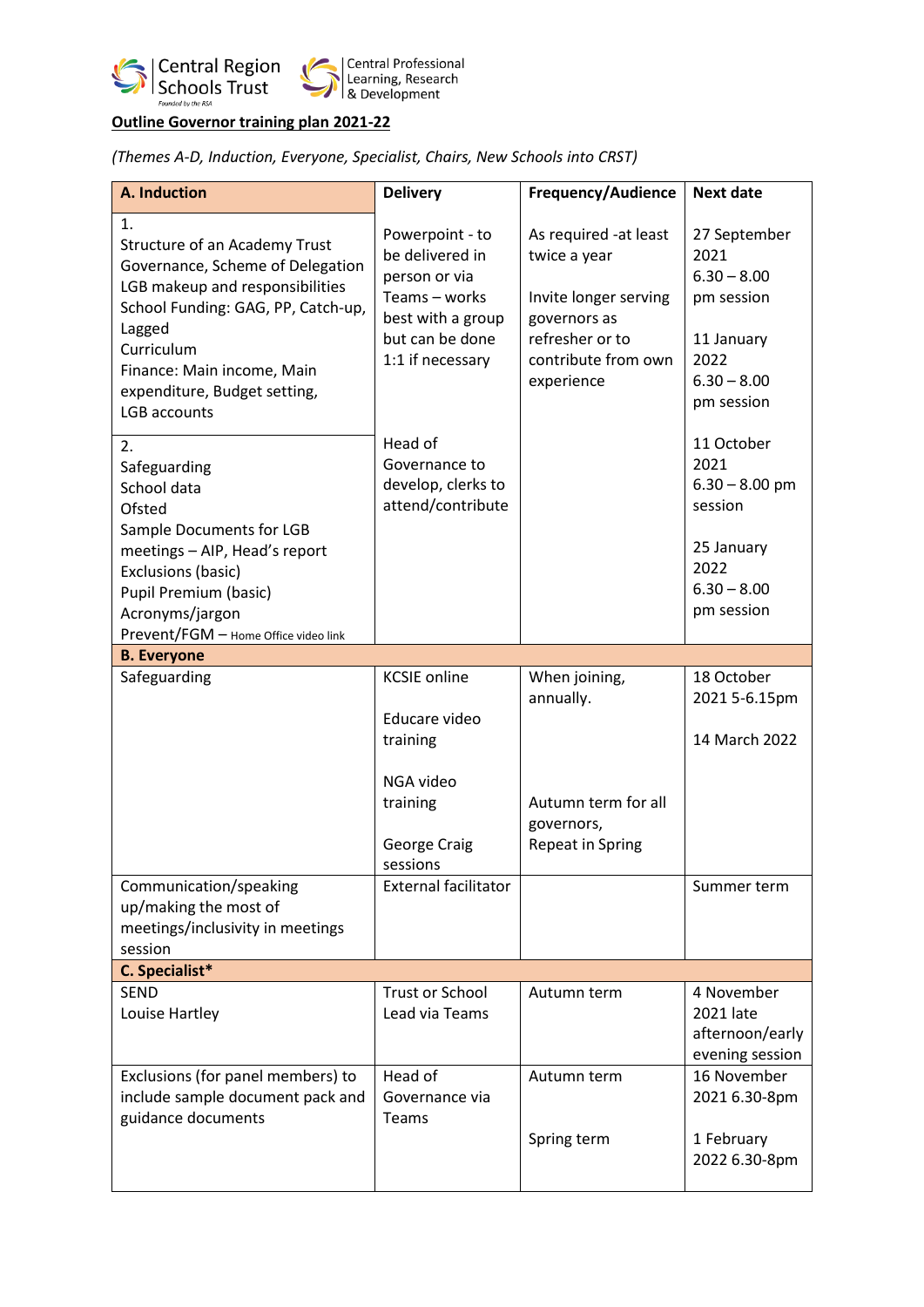Central Region Schools Trust — Founded by the RSA | Central Professional Learning, Research & Development

**Outline Governor training plan 2021-22**

*(Themes A-D, Induction, Everyone, Specialist, Chairs, New Schools into CRST)*

| A. Induction | Delivery | Frequency/Audience | Next date |
|---|---|---|---|
| 1.<br>Structure of an Academy Trust<br>Governance, Scheme of Delegation<br>LGB makeup and responsibilities<br>School Funding: GAG, PP, Catch-up, Lagged<br>Curriculum<br>Finance: Main income, Main expenditure, Budget setting, LGB accounts | Powerpoint - to be delivered in person or via Teams – works best with a group but can be done 1:1 if necessary | As required -at least twice a year<br><br>Invite longer serving governors as refresher or to contribute from own experience | 27 September 2021 6.30 – 8.00 pm session<br><br>11 January 2022 6.30 – 8.00 pm session |
| 2.<br>Safeguarding<br>School data<br>Ofsted<br>Sample Documents for LGB meetings – AIP, Head's report<br>Exclusions (basic)<br>Pupil Premium (basic)<br>Acronyms/jargon<br>Prevent/FGM – Home Office video link | Head of Governance to develop, clerks to attend/contribute | | 11 October 2021 6.30 – 8.00 pm session<br><br>25 January 2022 6.30 – 8.00 pm session |
| **B. Everyone** | | | |
| Safeguarding | KCSIE online<br><br>Educare video training<br><br>NGA video training<br><br>George Craig sessions | When joining, annually.<br><br><br><br>Autumn term for all governors,<br>Repeat in Spring | 18 October 2021 5-6.15pm<br><br>14 March 2022 |
| Communication/speaking up/making the most of meetings/inclusivity in meetings session | External facilitator | | Summer term |
| **C. Specialist*** | | | |
| SEND<br>Louise Hartley | Trust or School Lead via Teams | Autumn term | 4 November 2021 late afternoon/early evening session |
| Exclusions (for panel members) to include sample document pack and guidance documents | Head of Governance via Teams | Autumn term<br><br>Spring term | 16 November 2021 6.30-8pm<br><br>1 February 2022 6.30-8pm |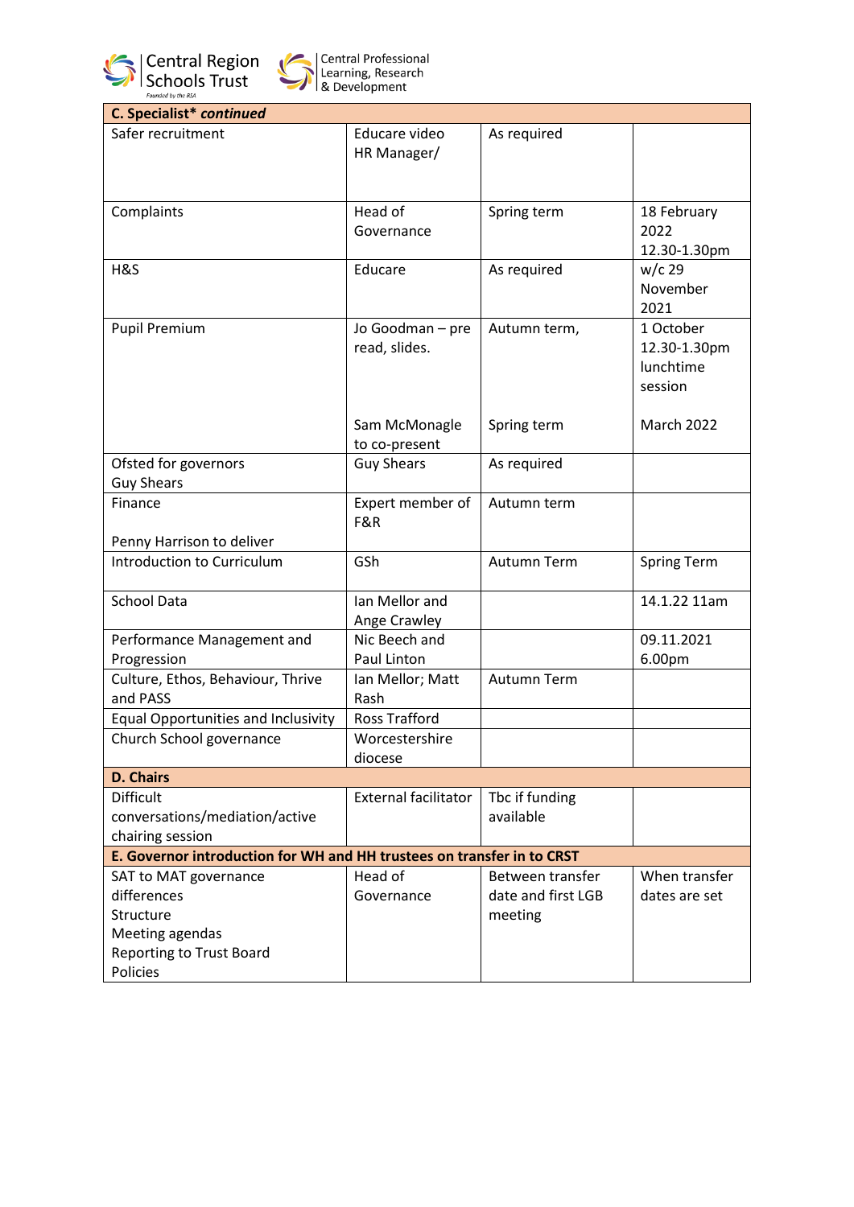| C. Specialist* *continued* | | | |
|---|---|---|---|
| Safer recruitment | Educare video HR Manager/ | As required | |
| Complaints | Head of Governance | Spring term | 18 February 2022 12.30-1.30pm |
| H&S | Educare | As required | w/c 29 November 2021 |
| Pupil Premium | Jo Goodman – pre read, slides.<br><br>Sam McMonagle to co-present | Autumn term,<br><br>Spring term | 1 October 12.30-1.30pm lunchtime session<br><br>March 2022 |
| Ofsted for governors Guy Shears | Guy Shears | As required | |
| Finance<br><br>Penny Harrison to deliver | Expert member of F&R | Autumn term | |
| Introduction to Curriculum | GSh | Autumn Term | Spring Term |
| School Data | Ian Mellor and Ange Crawley | | 14.1.22 11am |
| Performance Management and Progression | Nic Beech and Paul Linton | | 09.11.2021 6.00pm |
| Culture, Ethos, Behaviour, Thrive and PASS | Ian Mellor; Matt Rash | Autumn Term | |
| Equal Opportunities and Inclusivity | Ross Trafford | | |
| Church School governance | Worcestershire diocese | | |
| **D. Chairs** | | | |
| Difficult conversations/mediation/active chairing session | External facilitator | Tbc if funding available | |
| **E. Governor introduction for WH and HH trustees on transfer in to CRST** | | | |
| SAT to MAT governance differences<br>Structure<br>Meeting agendas<br>Reporting to Trust Board<br>Policies | Head of Governance | Between transfer date and first LGB meeting | When transfer dates are set |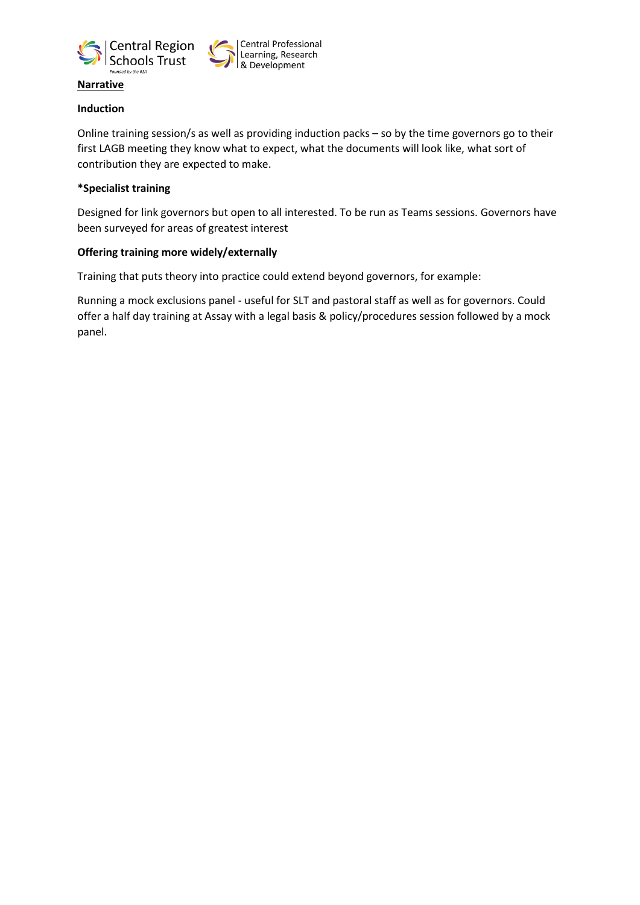**Narrative**

**Induction**

Online training session/s as well as providing induction packs – so by the time governors go to their first LAGB meeting they know what to expect, what the documents will look like, what sort of contribution they are expected to make.

***Specialist training**

Designed for link governors but open to all interested. To be run as Teams sessions. Governors have been surveyed for areas of greatest interest

**Offering training more widely/externally**

Training that puts theory into practice could extend beyond governors, for example:

Running a mock exclusions panel - useful for SLT and pastoral staff as well as for governors. Could offer a half day training at Assay with a legal basis & policy/procedures session followed by a mock panel.